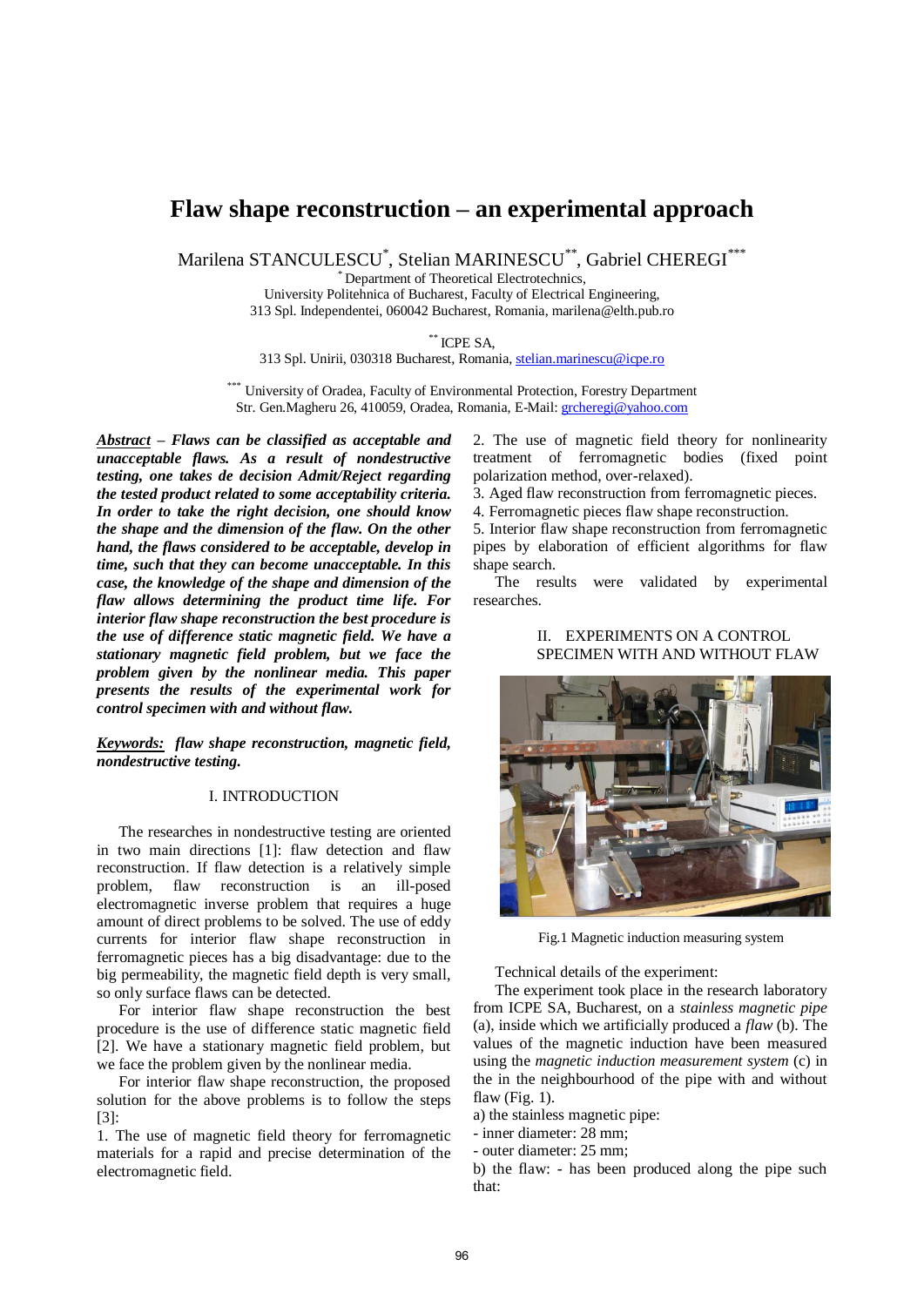# Flaw shape reconstruction – an experimental approach

Marilena STANCULESCU[*], Stelian MARINESCU[**], Gabriel CHEREGI[***]

[*] Department of Theoretical Electrotechnics,
University Politehnica of Bucharest, Faculty of Electrical Engineering,
313 Spl. Independentei, 060042 Bucharest, Romania, marilena@elth.pub.ro

[**] ICPE SA,
313 Spl. Unirii, 030318 Bucharest, Romania, stelian.marinescu@icpe.ro

[***] University of Oradea, Faculty of Environmental Protection, Forestry Department
Str. Gen.Magheru 26, 410059, Oradea, Romania, E-Mail: grcheregi@yahoo.com

***Abstract* – Flaws can be classified as acceptable and unacceptable flaws. As a result of nondestructive testing, one takes de decision Admit/Reject regarding the tested product related to some acceptability criteria. In order to take the right decision, one should know the shape and the dimension of the flaw. On the other hand, the flaws considered to be acceptable, develop in time, such that they can become unacceptable. In this case, the knowledge of the shape and dimension of the flaw allows determining the product time life. For interior flaw shape reconstruction the best procedure is the use of difference static magnetic field. We have a stationary magnetic field problem, but we face the problem given by the nonlinear media. This paper presents the results of the experimental work for control specimen with and without flaw.**

***Keywords:* flaw shape reconstruction, magnetic field, nondestructive testing.**

## I. INTRODUCTION

The researches in nondestructive testing are oriented in two main directions [1]: flaw detection and flaw reconstruction. If flaw detection is a relatively simple problem, flaw reconstruction is an ill-posed electromagnetic inverse problem that requires a huge amount of direct problems to be solved. The use of eddy currents for interior flaw shape reconstruction in ferromagnetic pieces has a big disadvantage: due to the big permeability, the magnetic field depth is very small, so only surface flaws can be detected.

For interior flaw shape reconstruction the best procedure is the use of difference static magnetic field [2]. We have a stationary magnetic field problem, but we face the problem given by the nonlinear media.

For interior flaw shape reconstruction, the proposed solution for the above problems is to follow the steps [3]:

1. The use of magnetic field theory for ferromagnetic materials for a rapid and precise determination of the electromagnetic field.
2. The use of magnetic field theory for nonlinearity treatment of ferromagnetic bodies (fixed point polarization method, over-relaxed).
3. Aged flaw reconstruction from ferromagnetic pieces.
4. Ferromagnetic pieces flaw shape reconstruction.
5. Interior flaw shape reconstruction from ferromagnetic pipes by elaboration of efficient algorithms for flaw shape search.

The results were validated by experimental researches.

## II. EXPERIMENTS ON A CONTROL SPECIMEN WITH AND WITHOUT FLAW

Fig.1 Magnetic induction measuring system

Technical details of the experiment:

The experiment took place in the research laboratory from ICPE SA, Bucharest, on a *stainless magnetic pipe* (a), inside which we artificially produced a *flaw* (b). The values of the magnetic induction have been measured using the *magnetic induction measurement system* (c) in the in the neighbourhood of the pipe with and without flaw (Fig. 1).

a) the stainless magnetic pipe:
- inner diameter: 28 mm;
- outer diameter: 25 mm;

b) the flaw: - has been produced along the pipe such that: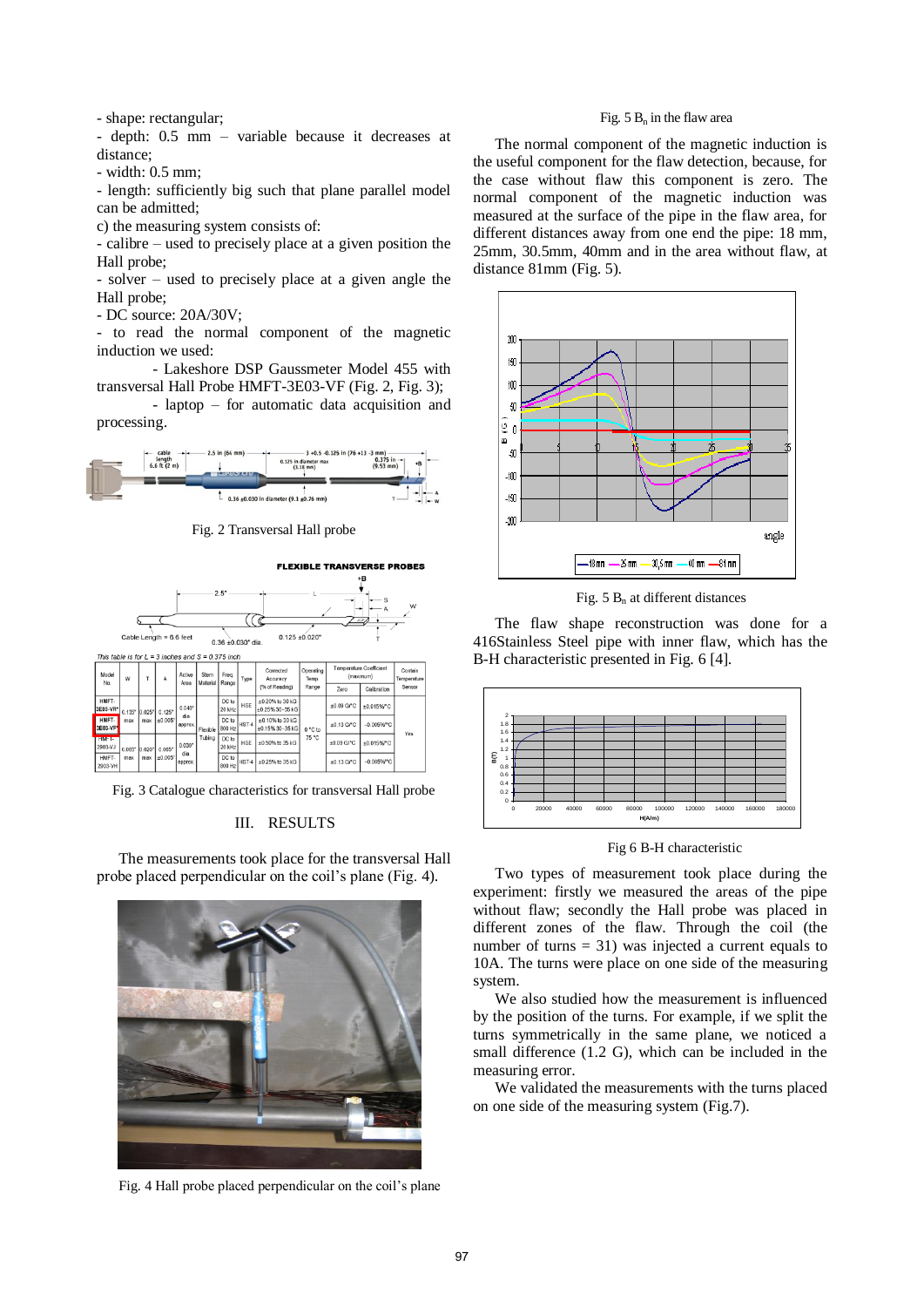- shape: rectangular;
- depth: 0.5 mm – variable because it decreases at distance;
- width: 0.5 mm;
- length: sufficiently big such that plane parallel model can be admitted;

c) the measuring system consists of:
- calibre – used to precisely place at a given position the Hall probe;
- solver – used to precisely place at a given angle the Hall probe;
- DC source: 20A/30V;
- to read the normal component of the magnetic induction we used:
  - Lakeshore DSP Gaussmeter Model 455 with transversal Hall Probe HMFT-3E03-VF (Fig. 2, Fig. 3);
  - laptop – for automatic data acquisition and processing.

Fig. 2 Transversal Hall probe

Fig. 3 Catalogue characteristics for transversal Hall probe

## III. RESULTS

The measurements took place for the transversal Hall probe placed perpendicular on the coil's plane (Fig. 4).

Fig. 4 Hall probe placed perpendicular on the coil's plane

Fig. 5 $B_n$ in the flaw area

The normal component of the magnetic induction is the useful component for the flaw detection, because, for the case without flaw this component is zero. The normal component of the magnetic induction was measured at the surface of the pipe in the flaw area, for different distances away from one end the pipe: 18 mm, 25mm, 30.5mm, 40mm and in the area without flaw, at distance 81mm (Fig. 5).

Fig. 5 $B_n$ at different distances

The flaw shape reconstruction was done for a 416Stainless Steel pipe with inner flaw, which has the B-H characteristic presented in Fig. 6 [4].

Fig 6 B-H characteristic

Two types of measurement took place during the experiment: firstly we measured the areas of the pipe without flaw; secondly the Hall probe was placed in different zones of the flaw. Through the coil (the number of turns = 31) was injected a current equals to 10A. The turns were place on one side of the measuring system.

We also studied how the measurement is influenced by the position of the turns. For example, if we split the turns symmetrically in the same plane, we noticed a small difference (1.2 G), which can be included in the measuring error.

We validated the measurements with the turns placed on one side of the measuring system (Fig.7).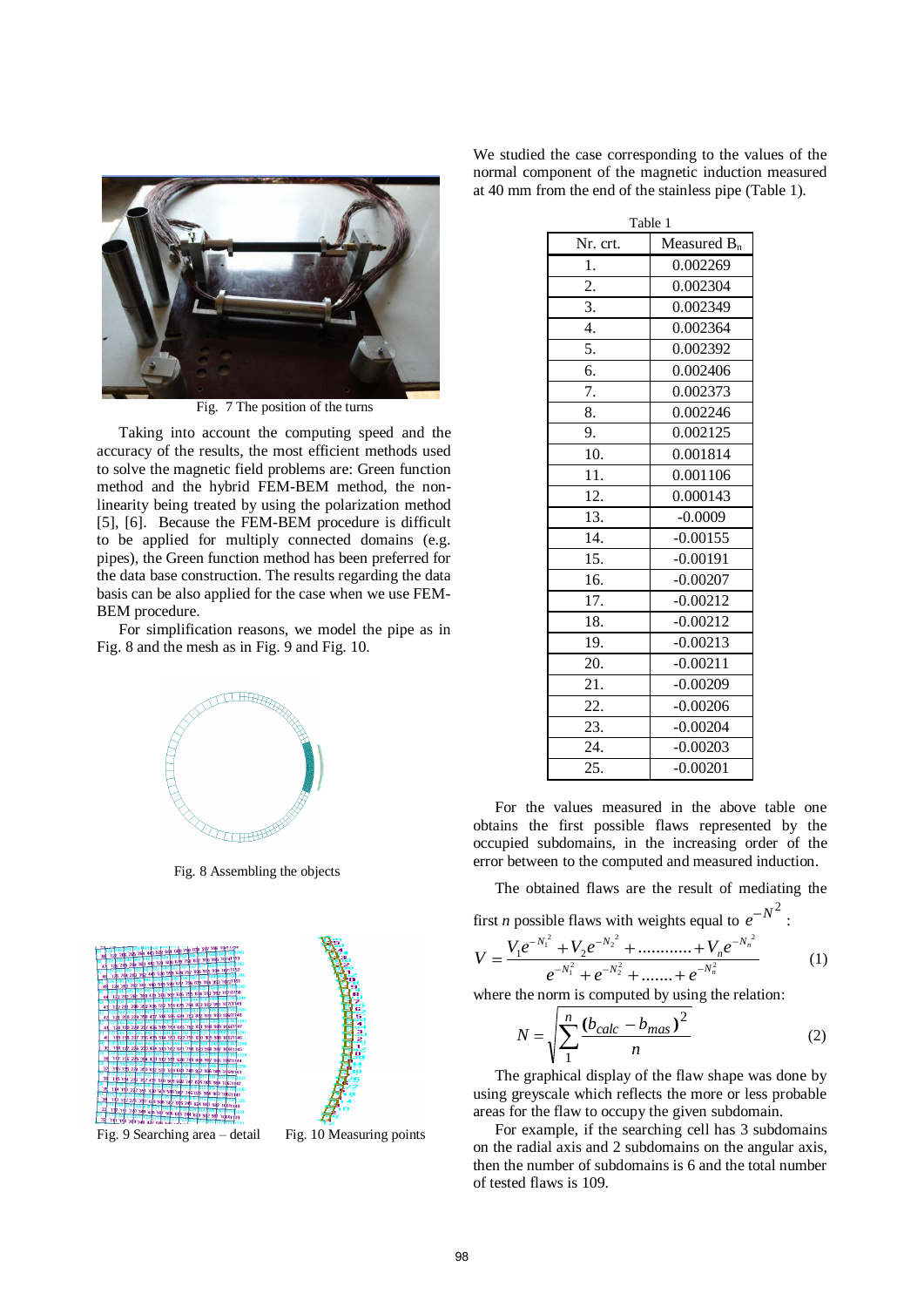Fig. 7 The position of the turns

Taking into account the computing speed and the accuracy of the results, the most efficient methods used to solve the magnetic field problems are: Green function method and the hybrid FEM-BEM method, the non-linearity being treated by using the polarization method [5], [6]. Because the FEM-BEM procedure is difficult to be applied for multiply connected domains (e.g. pipes), the Green function method has been preferred for the data base construction. The results regarding the data basis can be also applied for the case when we use FEM-BEM procedure.

For simplification reasons, we model the pipe as in Fig. 8 and the mesh as in Fig. 9 and Fig. 10.

Fig. 8 Assembling the objects

Fig. 9 Searching area – detail

Fig. 10 Measuring points

We studied the case corresponding to the values of the normal component of the magnetic induction measured at 40 mm from the end of the stainless pipe (Table 1).

Table 1

| Nr. crt. | Measured $B_n$ |
|---|---|
| 1. | 0.002269 |
| 2. | 0.002304 |
| 3. | 0.002349 |
| 4. | 0.002364 |
| 5. | 0.002392 |
| 6. | 0.002406 |
| 7. | 0.002373 |
| 8. | 0.002246 |
| 9. | 0.002125 |
| 10. | 0.001814 |
| 11. | 0.001106 |
| 12. | 0.000143 |
| 13. | -0.0009 |
| 14. | -0.00155 |
| 15. | -0.00191 |
| 16. | -0.00207 |
| 17. | -0.00212 |
| 18. | -0.00212 |
| 19. | -0.00213 |
| 20. | -0.00211 |
| 21. | -0.00209 |
| 22. | -0.00206 |
| 23. | -0.00204 |
| 24. | -0.00203 |
| 25. | -0.00201 |

For the values measured in the above table one obtains the first possible flaws represented by the occupied subdomains, in the increasing order of the error between to the computed and measured induction.

The obtained flaws are the result of mediating the first $n$ possible flaws with weights equal to $e^{-N^2}$:

$$V = \frac{V_1 e^{-N_1^2} + V_2 e^{-N_2^2} + \dots\dots\dots\dots + V_n e^{-N_n^2}}{e^{-N_1^2} + e^{-N_2^2} + \dots\dots + e^{-N_n^2}} \qquad (1)$$

where the norm is computed by using the relation:

$$N = \sqrt{\sum_{1}^{n} \frac{(b_{calc} - b_{mas})^2}{n}} \qquad (2)$$

The graphical display of the flaw shape was done by using greyscale which reflects the more or less probable areas for the flaw to occupy the given subdomain.

For example, if the searching cell has 3 subdomains on the radial axis and 2 subdomains on the angular axis, then the number of subdomains is 6 and the total number of tested flaws is 109.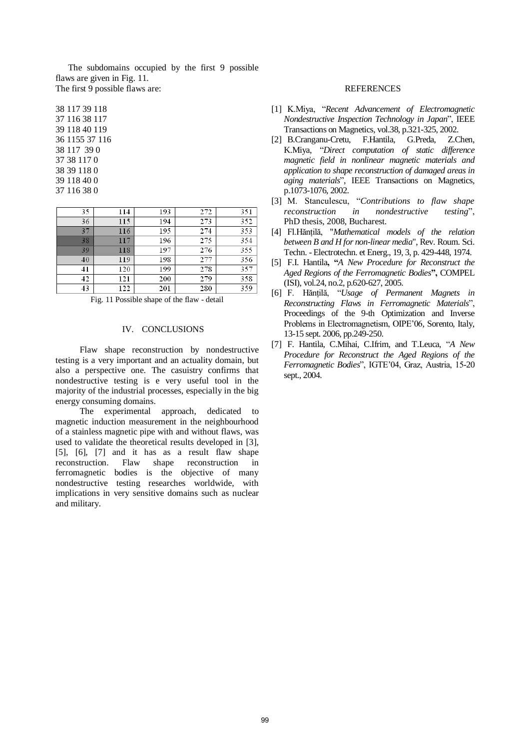The subdomains occupied by the first 9 possible flaws are given in Fig. 11.
The first 9 possible flaws are:

38 117 39 118
37 116 38 117
39 118 40 119
36 1155 37 116
38 117 39 0
37 38 117 0
38 39 118 0
39 118 40 0
37 116 38 0

| | | | | |
|---|---|---|---|---|
| 35 | 114 | 193 | 272 | 351 |
| 36 | 115 | 194 | 273 | 352 |
| 37 | 116 | 195 | 274 | 353 |
| 38 | 117 | 196 | 275 | 354 |
| 39 | 118 | 197 | 276 | 355 |
| 40 | 119 | 198 | 277 | 356 |
| 41 | 120 | 199 | 278 | 357 |
| 42 | 121 | 200 | 279 | 358 |
| 43 | 122 | 201 | 280 | 359 |

Fig. 11 Possible shape of the flaw - detail

## IV. CONCLUSIONS

Flaw shape reconstruction by nondestructive testing is a very important and an actuality domain, but also a perspective one. The casuistry confirms that nondestructive testing is e very useful tool in the majority of the industrial processes, especially in the big energy consuming domains.

The experimental approach, dedicated to magnetic induction measurement in the neighbourhood of a stainless magnetic pipe with and without flaws, was used to validate the theoretical results developed in [3], [5], [6], [7] and it has as a result flaw shape reconstruction. Flaw shape reconstruction in ferromagnetic bodies is the objective of many nondestructive testing researches worldwide, with implications in very sensitive domains such as nuclear and military.

## REFERENCES

[1] K.Miya, "*Recent Advancement of Electromagnetic Nondestructive Inspection Technology in Japan*", IEEE Transactions on Magnetics, vol.38, p.321-325, 2002.

[2] B.Cranganu-Cretu, F.Hantila, G.Preda, Z.Chen, K.Miya, "*Direct computation of static difference magnetic field in nonlinear magnetic materials and application to shape reconstruction of damaged areas in aging materials*", IEEE Transactions on Magnetics, p.1073-1076, 2002.

[3] M. Stanculescu, "*Contributions to flaw shape reconstruction in nondestructive testing*", PhD thesis, 2008, Bucharest.

[4] Fl.Hănțilă, "*Mathematical models of the relation between B and H for non-linear media*", Rev. Roum. Sci. Techn. - Electrotechn. et Energ., 19, 3, p. 429-448, 1974.

[5] F.I. Hantila, "*A New Procedure for Reconstruct the Aged Regions of the Ferromagnetic Bodies*", COMPEL (ISI), vol.24, no.2, p.620-627, 2005.

[6] F. Hănțilă, "*Usage of Permanent Magnets in Reconstructing Flaws in Ferromagnetic Materials*", Proceedings of the 9-th Optimization and Inverse Problems in Electromagnetism, OIPE'06, Sorento, Italy, 13-15 sept. 2006, pp.249-250.

[7] F. Hantila, C.Mihai, C.Ifrim, and T.Leuca, "*A New Procedure for Reconstruct the Aged Regions of the Ferromagnetic Bodies*", IGTE'04, Graz, Austria, 15-20 sept., 2004.